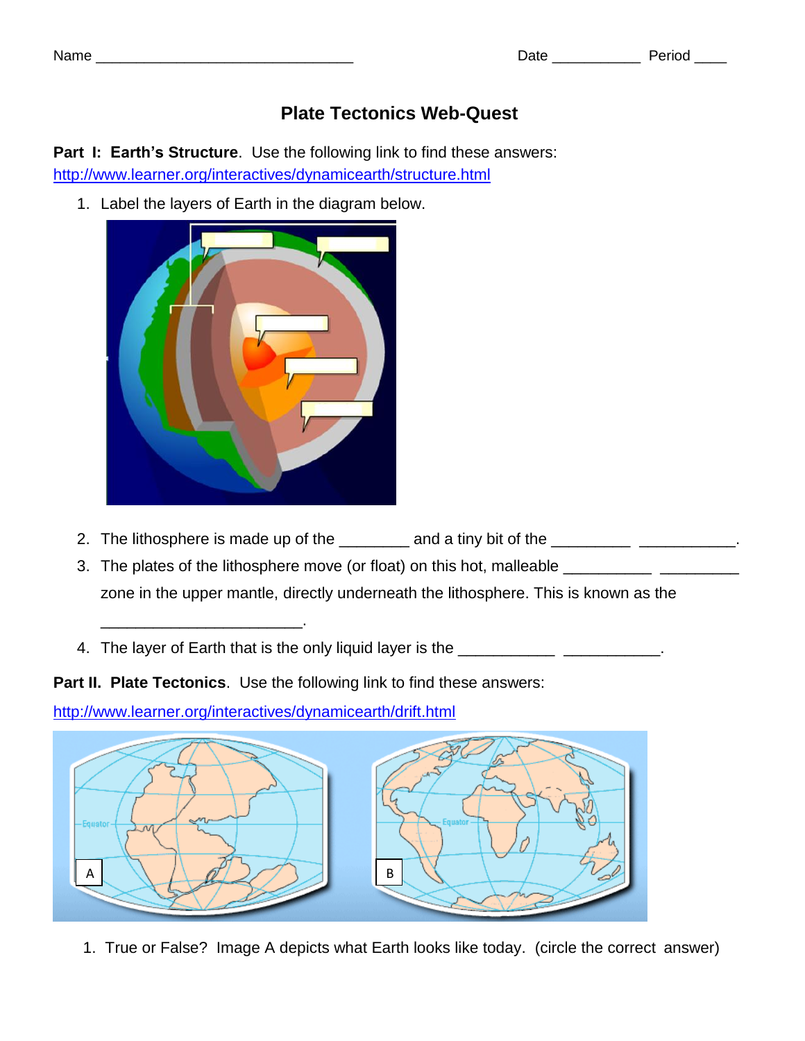Name ______________________________ Date ___________ Period ____

# Plate Tectonics Web-Quest

**Part I: Earth's Structure**. Use the following link to find these answers: http://www.learner.org/interactives/dynamicearth/structure.html

1. Label the layers of Earth in the diagram below.

2. The lithosphere is made up of the ________ and a tiny bit of the _________ ___________.
3. The plates of the lithosphere move (or float) on this hot, malleable __________ _________ zone in the upper mantle, directly underneath the lithosphere. This is known as the _______________________.
4. The layer of Earth that is the only liquid layer is the ___________ ___________.

**Part II. Plate Tectonics**. Use the following link to find these answers:

http://www.learner.org/interactives/dynamicearth/drift.html

1. True or False? Image A depicts what Earth looks like today. (circle the correct answer)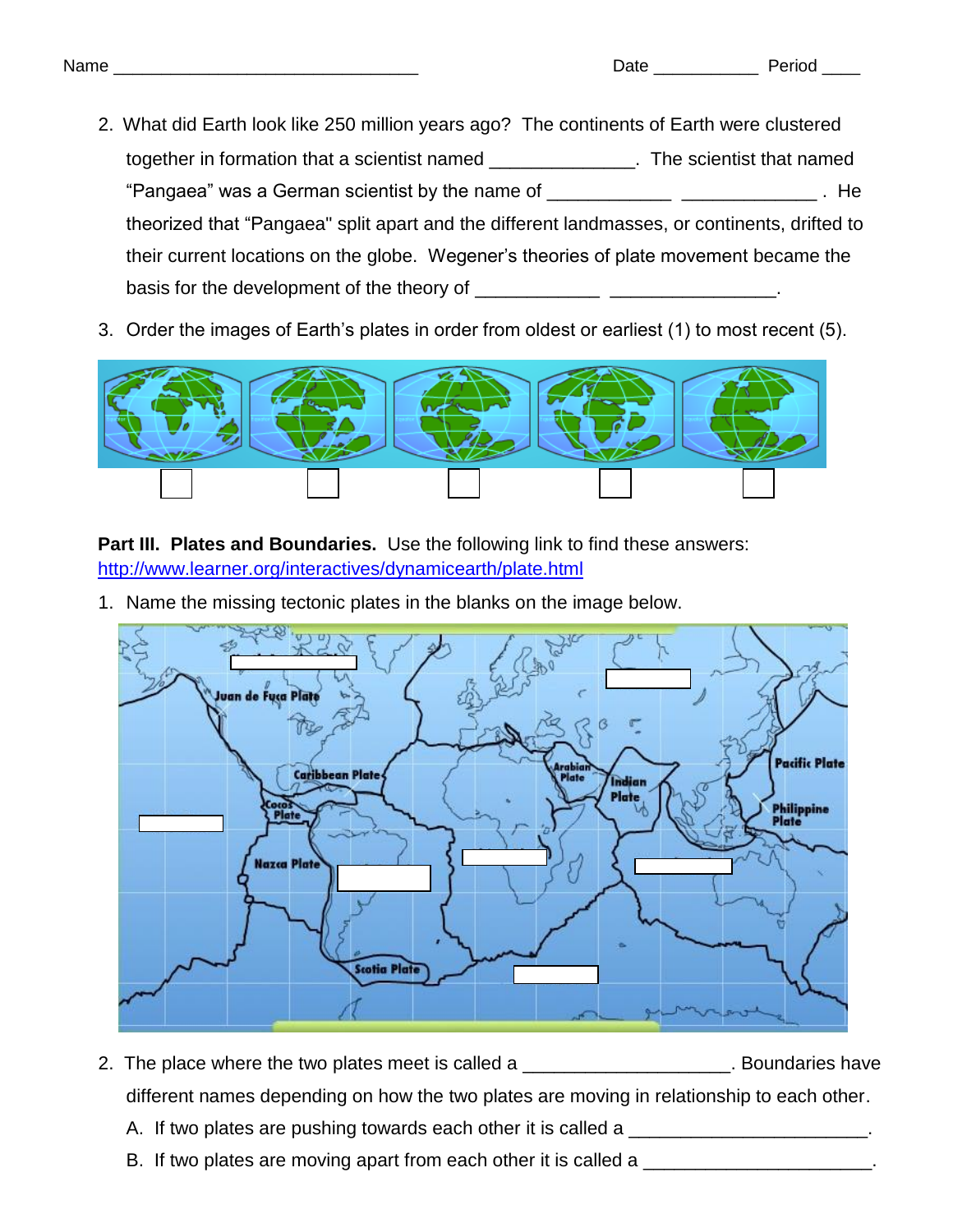Name ______________________________ Date ___________ Period ____

2. What did Earth look like 250 million years ago? The continents of Earth were clustered together in formation that a scientist named ______________. The scientist that named "Pangaea" was a German scientist by the name of ____________ _____________ . He theorized that "Pangaea" split apart and the different landmasses, or continents, drifted to their current locations on the globe. Wegener's theories of plate movement became the basis for the development of the theory of ____________ ________________.

3. Order the images of Earth's plates in order from oldest or earliest (1) to most recent (5).

**Part III. Plates and Boundaries.** Use the following link to find these answers: http://www.learner.org/interactives/dynamicearth/plate.html

1. Name the missing tectonic plates in the blanks on the image below.

2. The place where the two plates meet is called a ___________________. Boundaries have different names depending on how the two plates are moving in relationship to each other.

   A. If two plates are pushing towards each other it is called a _____________________.

   B. If two plates are moving apart from each other it is called a _____________________.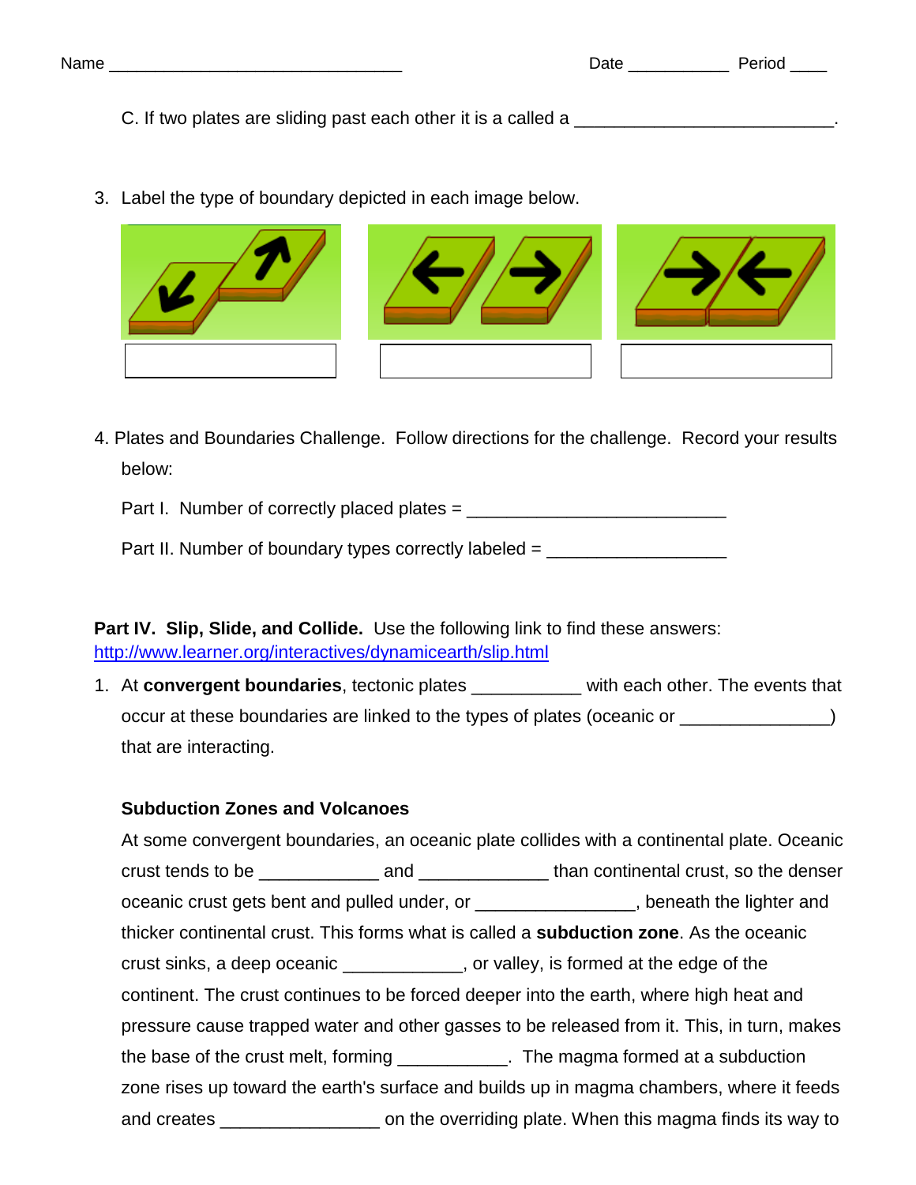Name ______________________________ Date ___________ Period ____

C. If two plates are sliding past each other it is a called a _________________________.

3. Label the type of boundary depicted in each image below.

| | | |
|---|---|---|
| ______________ | ______________ | ______________ |

4. Plates and Boundaries Challenge. Follow directions for the challenge. Record your results below:

   Part I. Number of correctly placed plates = _________________________

   Part II. Number of boundary types correctly labeled = _________________

**Part IV. Slip, Slide, and Collide.** Use the following link to find these answers: http://www.learner.org/interactives/dynamicearth/slip.html

1. At **convergent boundaries**, tectonic plates ___________ with each other. The events that occur at these boundaries are linked to the types of plates (oceanic or _______________) that are interacting.

   **Subduction Zones and Volcanoes**

   At some convergent boundaries, an oceanic plate collides with a continental plate. Oceanic crust tends to be ____________ and _____________ than continental crust, so the denser oceanic crust gets bent and pulled under, or ________________, beneath the lighter and thicker continental crust. This forms what is called a **subduction zone**. As the oceanic crust sinks, a deep oceanic ____________, or valley, is formed at the edge of the continent. The crust continues to be forced deeper into the earth, where high heat and pressure cause trapped water and other gasses to be released from it. This, in turn, makes the base of the crust melt, forming ___________. The magma formed at a subduction zone rises up toward the earth's surface and builds up in magma chambers, where it feeds and creates ________________ on the overriding plate. When this magma finds its way to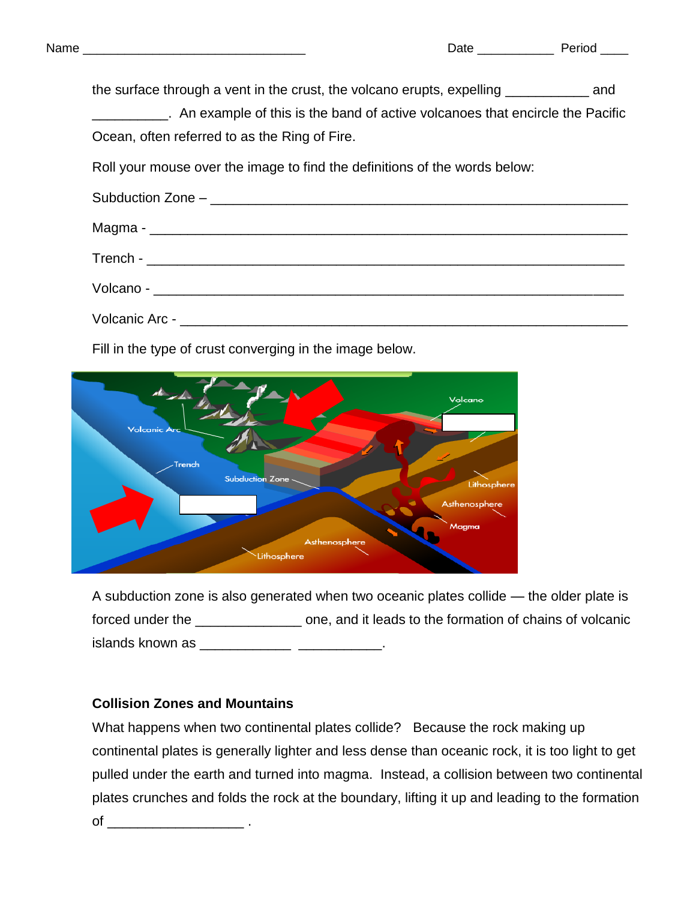Name ______________________________ Date ___________ Period ____

the surface through a vent in the crust, the volcano erupts, expelling ___________ and __________. An example of this is the band of active volcanoes that encircle the Pacific Ocean, often referred to as the Ring of Fire.

Roll your mouse over the image to find the definitions of the words below:

Subduction Zone – ________________________________________________

Magma - ________________________________________________________

Trench - ________________________________________________________

Volcano - _______________________________________________________

Volcanic Arc - ___________________________________________________

Fill in the type of crust converging in the image below.

A subduction zone is also generated when two oceanic plates collide — the older plate is forced under the ______________ one, and it leads to the formation of chains of volcanic islands known as ____________ ___________.

**Collision Zones and Mountains**

What happens when two continental plates collide? Because the rock making up continental plates is generally lighter and less dense than oceanic rock, it is too light to get pulled under the earth and turned into magma. Instead, a collision between two continental plates crunches and folds the rock at the boundary, lifting it up and leading to the formation of _________________ .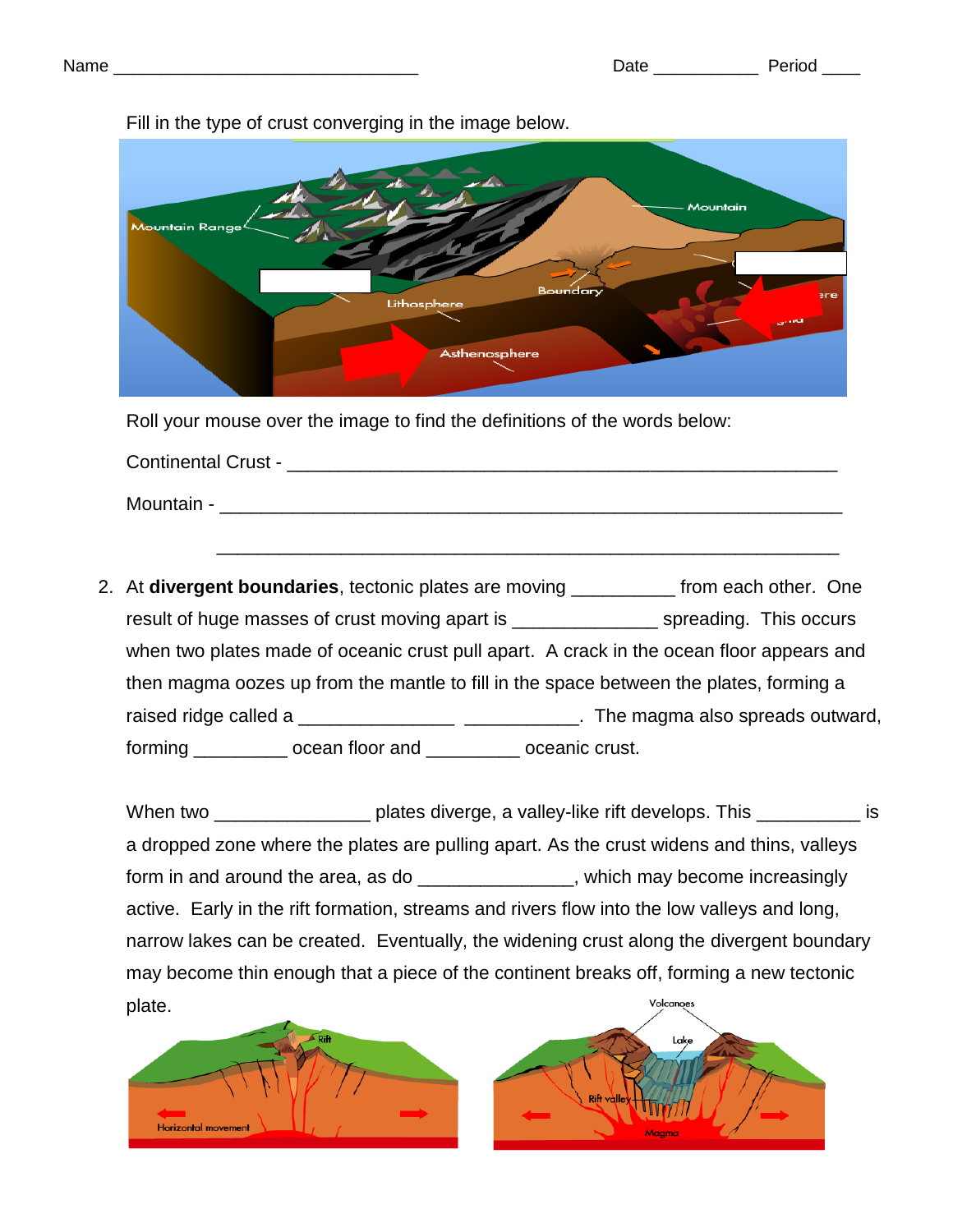Name ________________________________ Date ___________ Period ____

Fill in the type of crust converging in the image below.

Roll your mouse over the image to find the definitions of the words below:

Continental Crust - ______________________________________________________

Mountain - _____________________________________________________________

_______________________________________________________________

2. At **divergent boundaries**, tectonic plates are moving __________ from each other. One result of huge masses of crust moving apart is ______________ spreading. This occurs when two plates made of oceanic crust pull apart. A crack in the ocean floor appears and then magma oozes up from the mantle to fill in the space between the plates, forming a raised ridge called a _______________ ___________. The magma also spreads outward, forming _________ ocean floor and _________ oceanic crust.

   When two _______________ plates diverge, a valley-like rift develops. This __________ is a dropped zone where the plates are pulling apart. As the crust widens and thins, valleys form in and around the area, as do _______________, which may become increasingly active. Early in the rift formation, streams and rivers flow into the low valleys and long, narrow lakes can be created. Eventually, the widening crust along the divergent boundary may become thin enough that a piece of the continent breaks off, forming a new tectonic plate.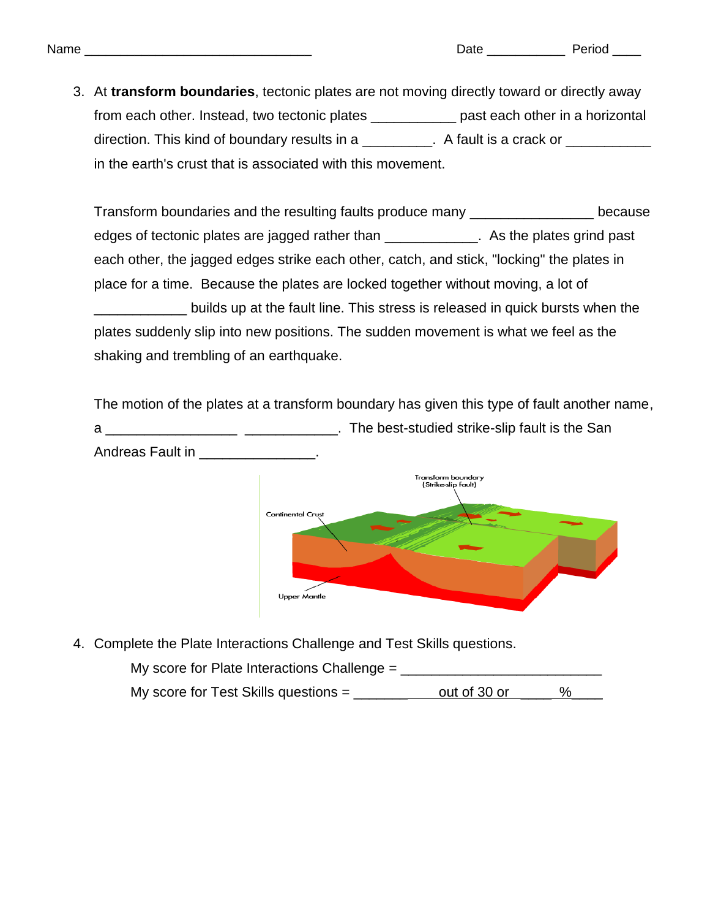Name ______________________________ Date __________ Period ___

3. At **transform boundaries**, tectonic plates are not moving directly toward or directly away from each other. Instead, two tectonic plates ___________ past each other in a horizontal direction. This kind of boundary results in a _________. A fault is a crack or ___________ in the earth's crust that is associated with this movement.

   Transform boundaries and the resulting faults produce many _______________ because edges of tectonic plates are jagged rather than ___________. As the plates grind past each other, the jagged edges strike each other, catch, and stick, "locking" the plates in place for a time. Because the plates are locked together without moving, a lot of ___________ builds up at the fault line. This stress is released in quick bursts when the plates suddenly slip into new positions. The sudden movement is what we feel as the shaking and trembling of an earthquake.

   The motion of the plates at a transform boundary has given this type of fault another name, a ________________ ___________. The best-studied strike-slip fault is the San Andreas Fault in _______________.

   Transform boundary (Strike-slip fault)

   Continental Crust

   Upper Mantle

4. Complete the Plate Interactions Challenge and Test Skills questions.

   My score for Plate Interactions Challenge = ________________________

   My score for Test Skills questions = ________ out of 30 or _____ %____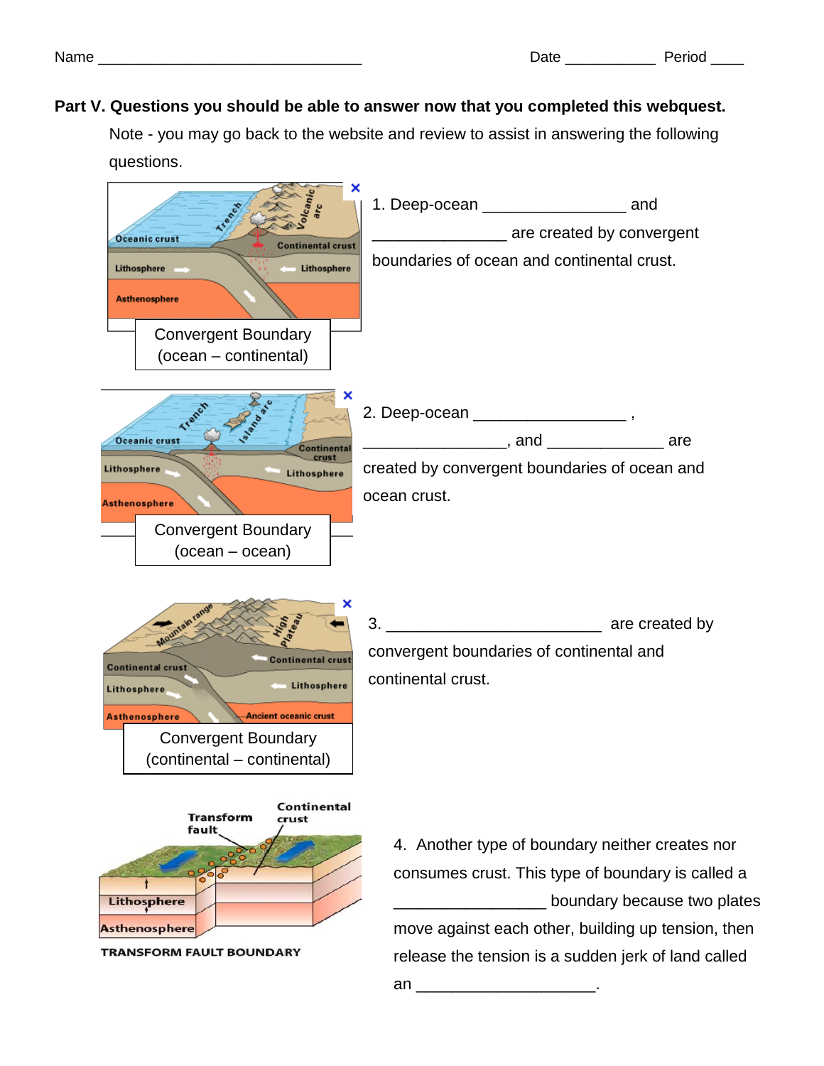Name _________________________________ Date ___________ Period ____

**Part V. Questions you should be able to answer now that you completed this webquest.**

Note - you may go back to the website and review to assist in answering the following questions.

Convergent Boundary (ocean – continental)

1. Deep-ocean ________________ and ________________ are created by convergent boundaries of ocean and continental crust.

Convergent Boundary (ocean – ocean)

2. Deep-ocean _________________ , ________________, and _____________ are created by convergent boundaries of ocean and ocean crust.

Convergent Boundary (continental – continental)

3. ________________________ are created by convergent boundaries of continental and continental crust.

TRANSFORM FAULT BOUNDARY

4. Another type of boundary neither creates nor consumes crust. This type of boundary is called a _________________ boundary because two plates move against each other, building up tension, then release the tension is a sudden jerk of land called an ____________________.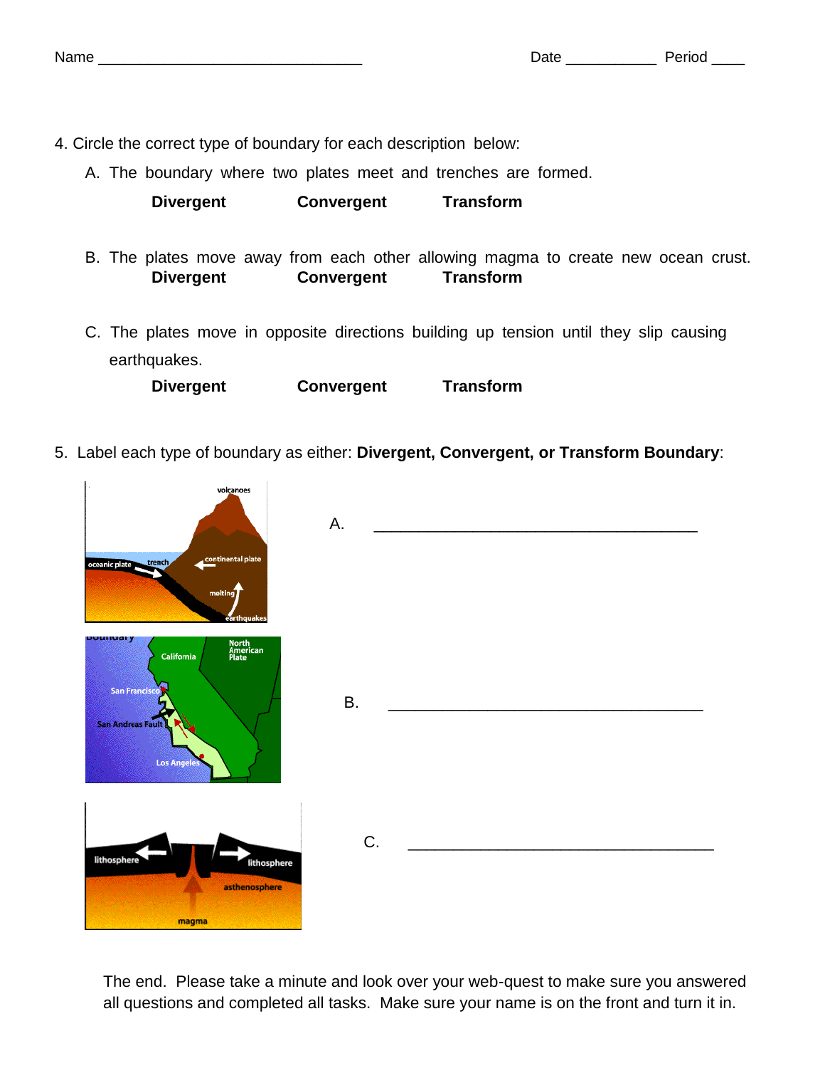Name ________________________________ Date ___________ Period ____

4. Circle the correct type of boundary for each description below:

A. The boundary where two plates meet and trenches are formed.

**Divergent** **Convergent** **Transform**

B. The plates move away from each other allowing magma to create new ocean crust.

**Divergent** **Convergent** **Transform**

C. The plates move in opposite directions building up tension until they slip causing earthquakes.

**Divergent** **Convergent** **Transform**

5. Label each type of boundary as either: **Divergent, Convergent, or Transform Boundary**:

volcanoes
oceanic plate
trench
continental plate
melting
earthquakes

A. ______________________________________

Boundary
California
North American Plate
San Francisco
San Andreas Fault
Los Angeles

B. ______________________________________

lithosphere
lithosphere
asthenosphere
magma

C. ______________________________________

The end. Please take a minute and look over your web-quest to make sure you answered all questions and completed all tasks. Make sure your name is on the front and turn it in.